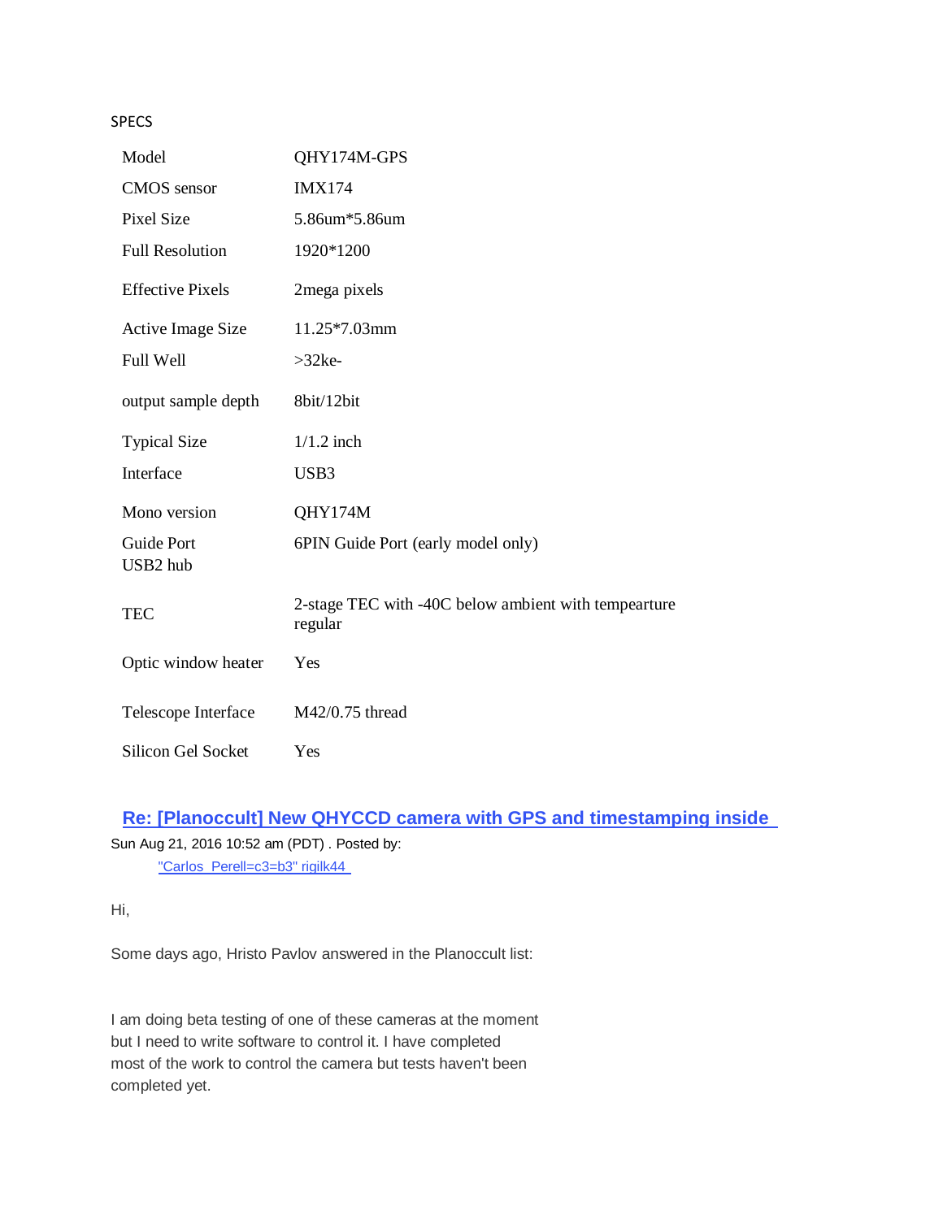SPECS

| | |
|---|---|
| Model | QHY174M-GPS |
| CMOS sensor | IMX174 |
| Pixel Size | 5.86um*5.86um |
| Full Resolution | 1920*1200 |
| Effective Pixels | 2mega pixels |
| Active Image Size | 11.25*7.03mm |
| Full Well | >32ke- |
| output sample depth | 8bit/12bit |
| Typical Size | 1/1.2 inch |
| Interface | USB3 |
| Mono version | QHY174M |
| Guide Port<br>USB2 hub | 6PIN Guide Port (early model only) |
| TEC | 2-stage TEC with -40C below ambient with tempearture regular |
| Optic window heater | Yes |
| Telescope Interface | M42/0.75 thread |
| Silicon Gel Socket | Yes |

## Re: [Planoccult] New QHYCCD camera with GPS and timestamping inside

Sun Aug 21, 2016 10:52 am (PDT) . Posted by:

"Carlos Perell=c3=b3" rigilk44

Hi,

Some days ago, Hristo Pavlov answered in the Planoccult list:

I am doing beta testing of one of these cameras at the moment
but I need to write software to control it. I have completed
most of the work to control the camera but tests haven't been
completed yet.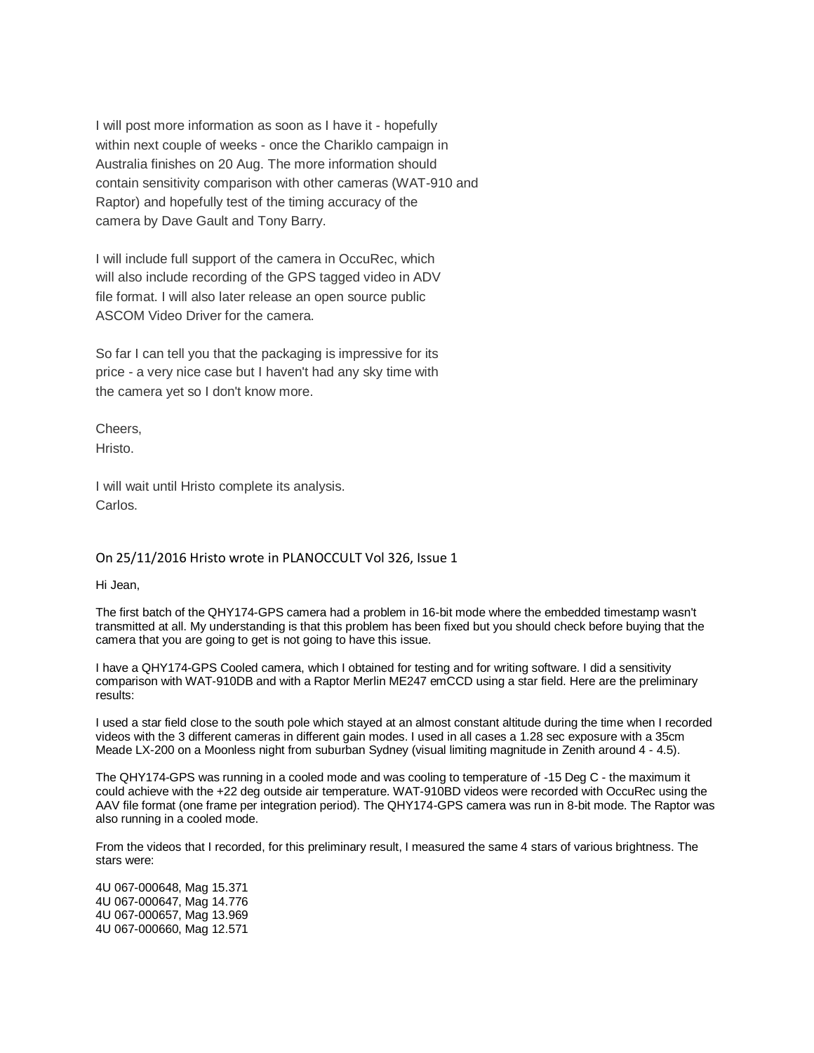I will post more information as soon as I have it - hopefully within next couple of weeks - once the Chariklo campaign in Australia finishes on 20 Aug. The more information should contain sensitivity comparison with other cameras (WAT-910 and Raptor) and hopefully test of the timing accuracy of the camera by Dave Gault and Tony Barry.

I will include full support of the camera in OccuRec, which will also include recording of the GPS tagged video in ADV file format. I will also later release an open source public ASCOM Video Driver for the camera.

So far I can tell you that the packaging is impressive for its price - a very nice case but I haven't had any sky time with the camera yet so I don't know more.

Cheers,
Hristo.

I will wait until Hristo complete its analysis.
Carlos.

### On 25/11/2016 Hristo wrote in PLANOCCULT Vol 326, Issue 1

Hi Jean,

The first batch of the QHY174-GPS camera had a problem in 16-bit mode where the embedded timestamp wasn't transmitted at all. My understanding is that this problem has been fixed but you should check before buying that the camera that you are going to get is not going to have this issue.

I have a QHY174-GPS Cooled camera, which I obtained for testing and for writing software. I did a sensitivity comparison with WAT-910DB and with a Raptor Merlin ME247 emCCD using a star field. Here are the preliminary results:

I used a star field close to the south pole which stayed at an almost constant altitude during the time when I recorded videos with the 3 different cameras in different gain modes. I used in all cases a 1.28 sec exposure with a 35cm Meade LX-200 on a Moonless night from suburban Sydney (visual limiting magnitude in Zenith around 4 - 4.5).

The QHY174-GPS was running in a cooled mode and was cooling to temperature of -15 Deg C - the maximum it could achieve with the +22 deg outside air temperature. WAT-910BD videos were recorded with OccuRec using the AAV file format (one frame per integration period). The QHY174-GPS camera was run in 8-bit mode. The Raptor was also running in a cooled mode.

From the videos that I recorded, for this preliminary result, I measured the same 4 stars of various brightness. The stars were:

4U 067-000648, Mag 15.371
4U 067-000647, Mag 14.776
4U 067-000657, Mag 13.969
4U 067-000660, Mag 12.571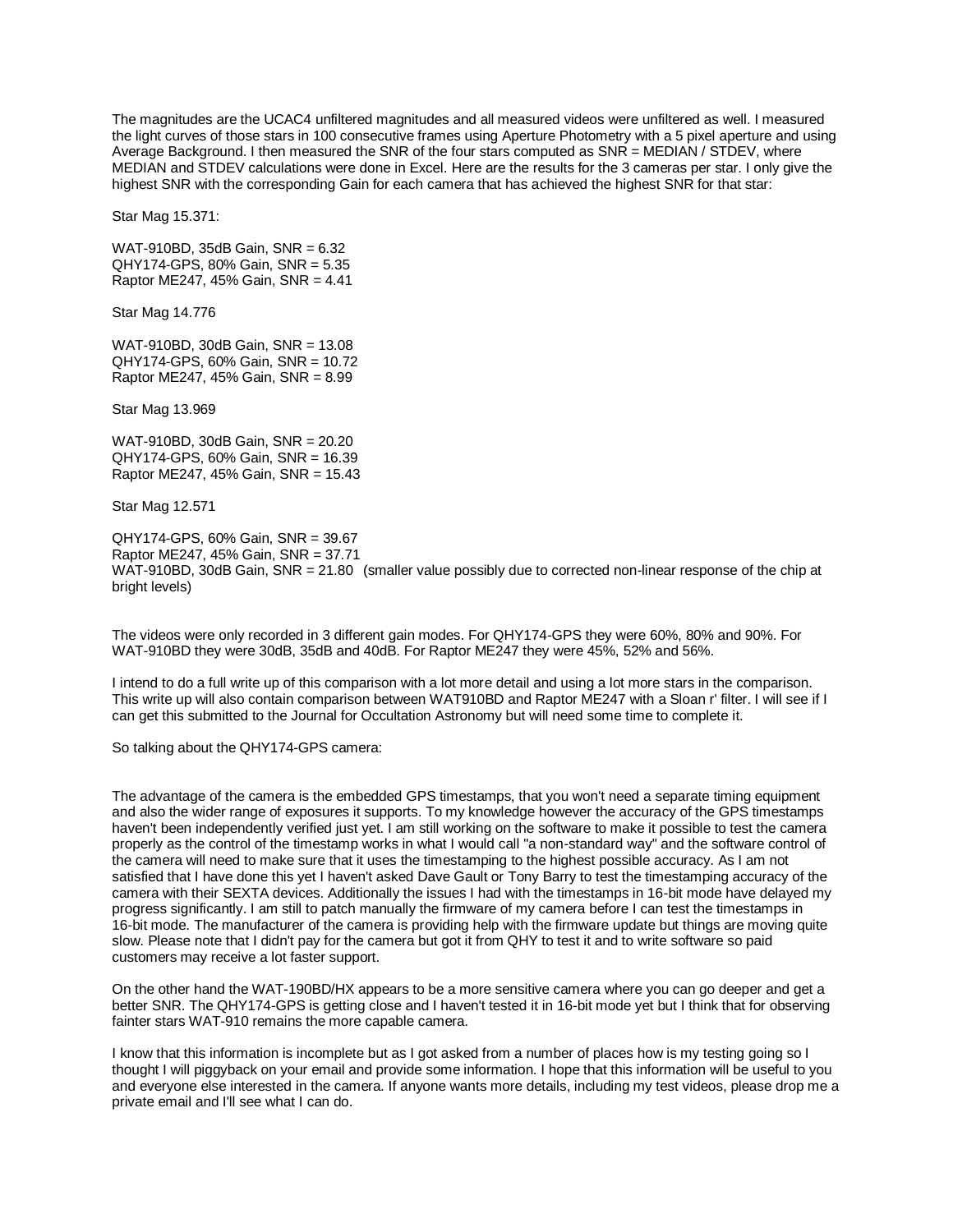The magnitudes are the UCAC4 unfiltered magnitudes and all measured videos were unfiltered as well. I measured the light curves of those stars in 100 consecutive frames using Aperture Photometry with a 5 pixel aperture and using Average Background. I then measured the SNR of the four stars computed as SNR = MEDIAN / STDEV, where MEDIAN and STDEV calculations were done in Excel. Here are the results for the 3 cameras per star. I only give the highest SNR with the corresponding Gain for each camera that has achieved the highest SNR for that star:

Star Mag 15.371:

WAT-910BD, 35dB Gain, SNR = 6.32
QHY174-GPS, 80% Gain, SNR = 5.35
Raptor ME247, 45% Gain, SNR = 4.41

Star Mag 14.776

WAT-910BD, 30dB Gain, SNR = 13.08
QHY174-GPS, 60% Gain, SNR = 10.72
Raptor ME247, 45% Gain, SNR = 8.99

Star Mag 13.969

WAT-910BD, 30dB Gain, SNR = 20.20
QHY174-GPS, 60% Gain, SNR = 16.39
Raptor ME247, 45% Gain, SNR = 15.43

Star Mag 12.571

QHY174-GPS, 60% Gain, SNR = 39.67
Raptor ME247, 45% Gain, SNR = 37.71
WAT-910BD, 30dB Gain, SNR = 21.80 (smaller value possibly due to corrected non-linear response of the chip at bright levels)

The videos were only recorded in 3 different gain modes. For QHY174-GPS they were 60%, 80% and 90%. For WAT-910BD they were 30dB, 35dB and 40dB. For Raptor ME247 they were 45%, 52% and 56%.

I intend to do a full write up of this comparison with a lot more detail and using a lot more stars in the comparison. This write up will also contain comparison between WAT910BD and Raptor ME247 with a Sloan r' filter. I will see if I can get this submitted to the Journal for Occultation Astronomy but will need some time to complete it.

So talking about the QHY174-GPS camera:

The advantage of the camera is the embedded GPS timestamps, that you won't need a separate timing equipment and also the wider range of exposures it supports. To my knowledge however the accuracy of the GPS timestamps haven't been independently verified just yet. I am still working on the software to make it possible to test the camera properly as the control of the timestamp works in what I would call "a non-standard way" and the software control of the camera will need to make sure that it uses the timestamping to the highest possible accuracy. As I am not satisfied that I have done this yet I haven't asked Dave Gault or Tony Barry to test the timestamping accuracy of the camera with their SEXTA devices. Additionally the issues I had with the timestamps in 16-bit mode have delayed my progress significantly. I am still to patch manually the firmware of my camera before I can test the timestamps in 16-bit mode. The manufacturer of the camera is providing help with the firmware update but things are moving quite slow. Please note that I didn't pay for the camera but got it from QHY to test it and to write software so paid customers may receive a lot faster support.

On the other hand the WAT-190BD/HX appears to be a more sensitive camera where you can go deeper and get a better SNR. The QHY174-GPS is getting close and I haven't tested it in 16-bit mode yet but I think that for observing fainter stars WAT-910 remains the more capable camera.

I know that this information is incomplete but as I got asked from a number of places how is my testing going so I thought I will piggyback on your email and provide some information. I hope that this information will be useful to you and everyone else interested in the camera. If anyone wants more details, including my test videos, please drop me a private email and I'll see what I can do.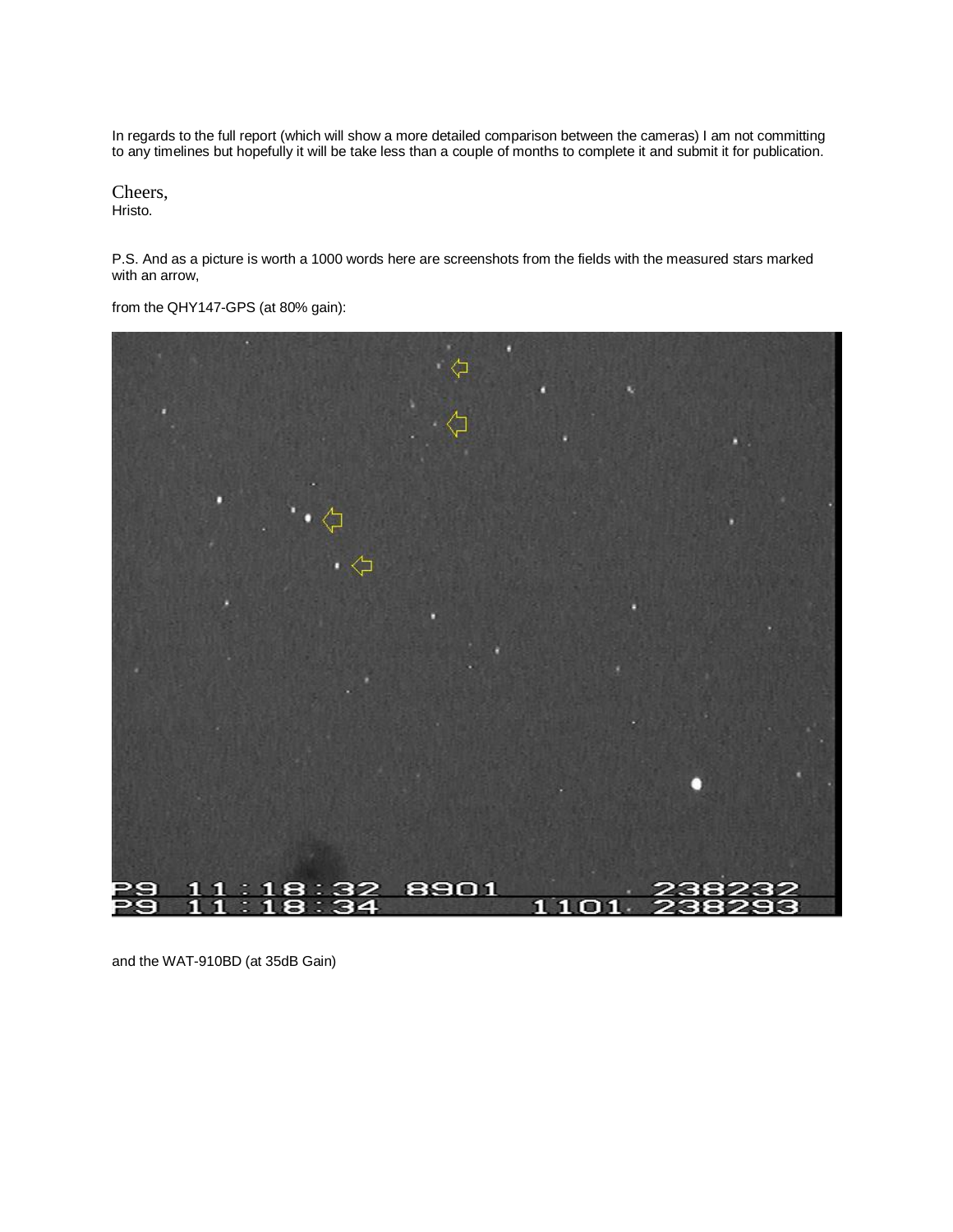In regards to the full report (which will show a more detailed comparison between the cameras) I am not committing to any timelines but hopefully it will be take less than a couple of months to complete it and submit it for publication.

Cheers,
Hristo.

P.S. And as a picture is worth a 1000 words here are screenshots from the fields with the measured stars marked with an arrow,

from the QHY147-GPS (at 80% gain):

and the WAT-910BD (at 35dB Gain)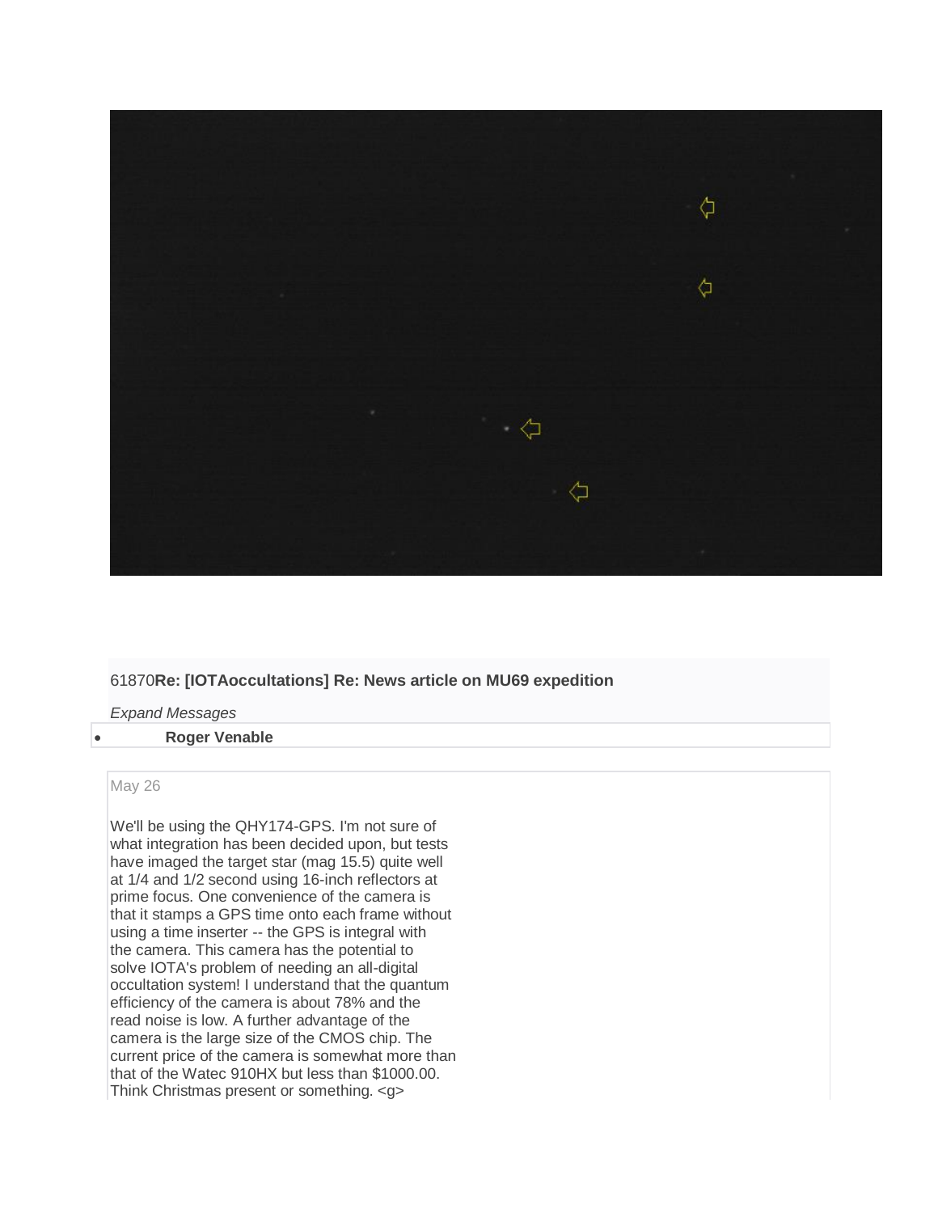61870**Re: [IOTAoccultations] Re: News article on MU69 expedition**

*Expand Messages*

- **Roger Venable**

May 26

We'll be using the QHY174-GPS. I'm not sure of what integration has been decided upon, but tests have imaged the target star (mag 15.5) quite well at 1/4 and 1/2 second using 16-inch reflectors at prime focus. One convenience of the camera is that it stamps a GPS time onto each frame without using a time inserter -- the GPS is integral with the camera. This camera has the potential to solve IOTA's problem of needing an all-digital occultation system! I understand that the quantum efficiency of the camera is about 78% and the read noise is low. A further advantage of the camera is the large size of the CMOS chip. The current price of the camera is somewhat more than that of the Watec 910HX but less than $1000.00. Think Christmas present or something. <g>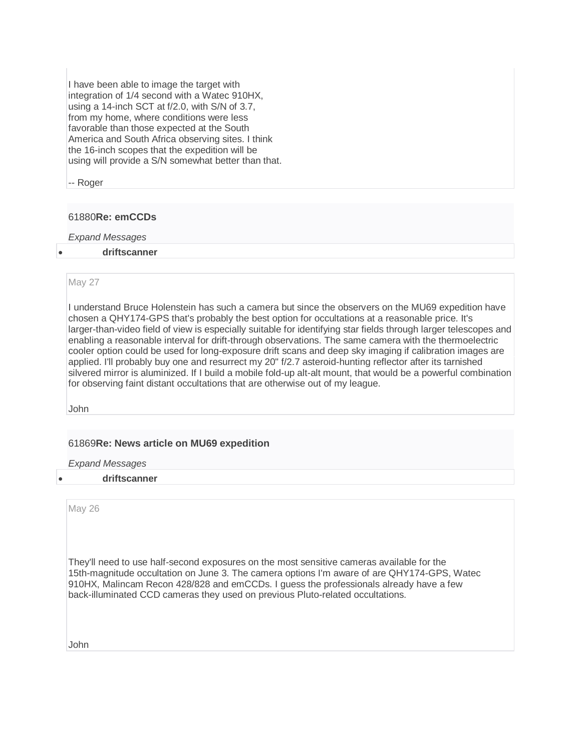I have been able to image the target with
integration of 1/4 second with a Watec 910HX,
using a 14-inch SCT at f/2.0, with S/N of 3.7,
from my home, where conditions were less
favorable than those expected at the South
America and South Africa observing sites. I think
the 16-inch scopes that the expedition will be
using will provide a S/N somewhat better than that.

-- Roger

### 61880**Re: emCCDs**

*Expand Messages*

- **driftscanner**

May 27

I understand Bruce Holenstein has such a camera but since the observers on the MU69 expedition have chosen a QHY174-GPS that's probably the best option for occultations at a reasonable price. It's larger-than-video field of view is especially suitable for identifying star fields through larger telescopes and enabling a reasonable interval for drift-through observations. The same camera with the thermoelectric cooler option could be used for long-exposure drift scans and deep sky imaging if calibration images are applied. I'll probably buy one and resurrect my 20" f/2.7 asteroid-hunting reflector after its tarnished silvered mirror is aluminized. If I build a mobile fold-up alt-alt mount, that would be a powerful combination for observing faint distant occultations that are otherwise out of my league.

John

### 61869**Re: News article on MU69 expedition**

*Expand Messages*

- **driftscanner**

May 26

They'll need to use half-second exposures on the most sensitive cameras available for the
15th-magnitude occultation on June 3. The camera options I'm aware of are QHY174-GPS, Watec
910HX, Malincam Recon 428/828 and emCCDs. I guess the professionals already have a few
back-illuminated CCD cameras they used on previous Pluto-related occultations.

John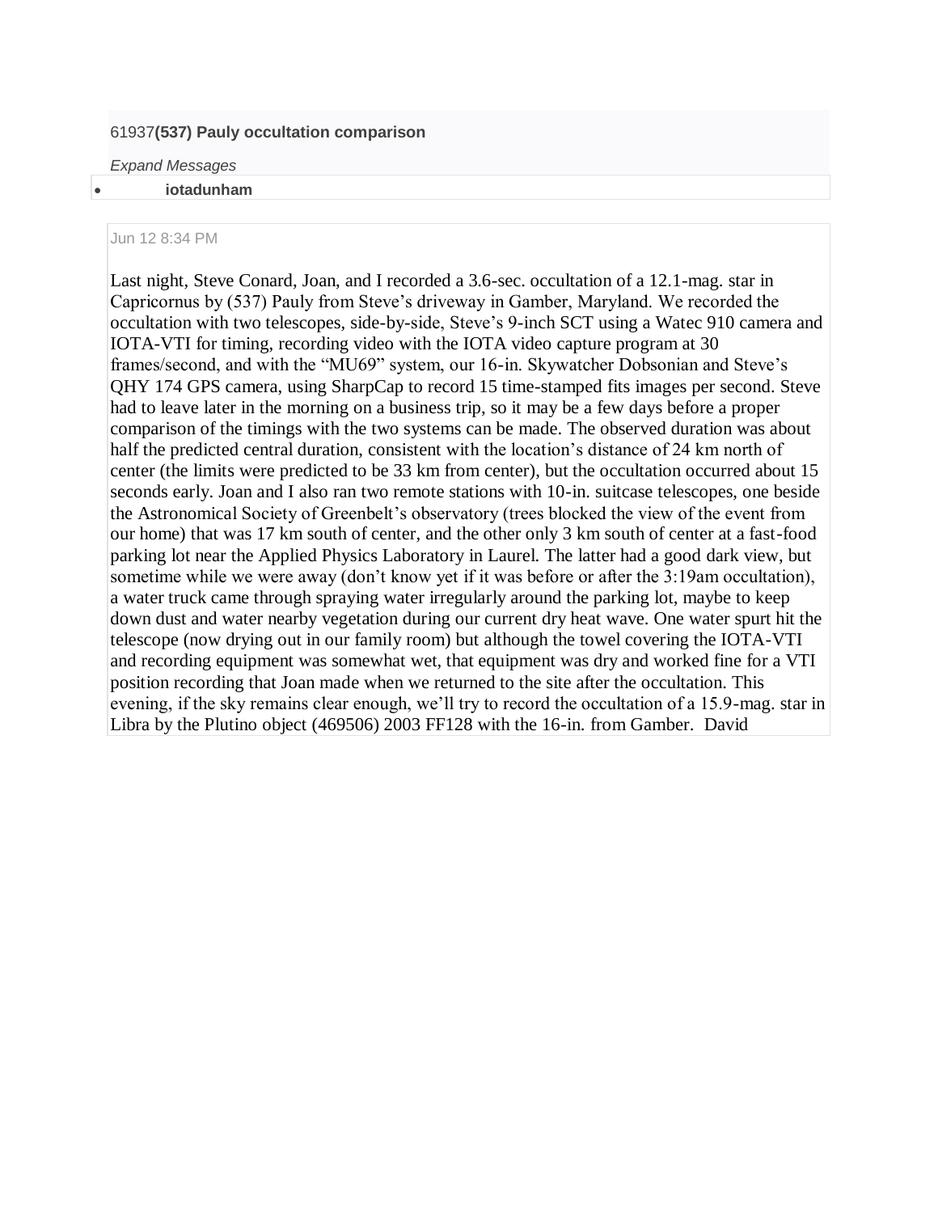61937**(537) Pauly occultation comparison**

*Expand Messages*

- **iotadunham**

Jun 12 8:34 PM

Last night, Steve Conard, Joan, and I recorded a 3.6-sec. occultation of a 12.1-mag. star in Capricornus by (537) Pauly from Steve's driveway in Gamber, Maryland. We recorded the occultation with two telescopes, side-by-side, Steve's 9-inch SCT using a Watec 910 camera and IOTA-VTI for timing, recording video with the IOTA video capture program at 30 frames/second, and with the "MU69" system, our 16-in. Skywatcher Dobsonian and Steve's QHY 174 GPS camera, using SharpCap to record 15 time-stamped fits images per second. Steve had to leave later in the morning on a business trip, so it may be a few days before a proper comparison of the timings with the two systems can be made. The observed duration was about half the predicted central duration, consistent with the location's distance of 24 km north of center (the limits were predicted to be 33 km from center), but the occultation occurred about 15 seconds early. Joan and I also ran two remote stations with 10-in. suitcase telescopes, one beside the Astronomical Society of Greenbelt's observatory (trees blocked the view of the event from our home) that was 17 km south of center, and the other only 3 km south of center at a fast-food parking lot near the Applied Physics Laboratory in Laurel. The latter had a good dark view, but sometime while we were away (don't know yet if it was before or after the 3:19am occultation), a water truck came through spraying water irregularly around the parking lot, maybe to keep down dust and water nearby vegetation during our current dry heat wave. One water spurt hit the telescope (now drying out in our family room) but although the towel covering the IOTA-VTI and recording equipment was somewhat wet, that equipment was dry and worked fine for a VTI position recording that Joan made when we returned to the site after the occultation. This evening, if the sky remains clear enough, we'll try to record the occultation of a 15.9-mag. star in Libra by the Plutino object (469506) 2003 FF128 with the 16-in. from Gamber. David